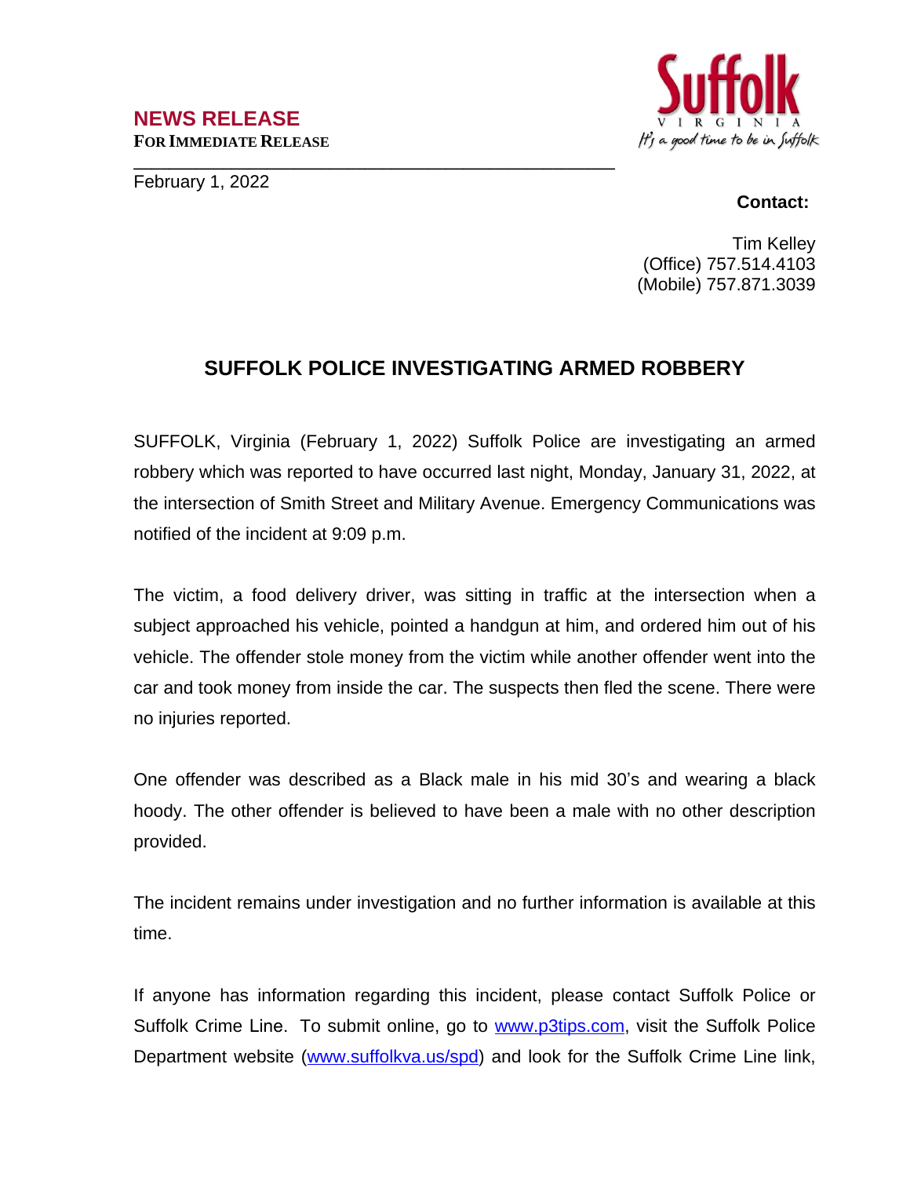**NEWS RELEASE**
**FOR IMMEDIATE RELEASE**

Suffolk VIRGINIA
*It's a good time to be in Suffolk*

February 1, 2022

**Contact:**

Tim Kelley
(Office) 757.514.4103
(Mobile) 757.871.3039

# SUFFOLK POLICE INVESTIGATING ARMED ROBBERY

SUFFOLK, Virginia (February 1, 2022) Suffolk Police are investigating an armed robbery which was reported to have occurred last night, Monday, January 31, 2022, at the intersection of Smith Street and Military Avenue. Emergency Communications was notified of the incident at 9:09 p.m.

The victim, a food delivery driver, was sitting in traffic at the intersection when a subject approached his vehicle, pointed a handgun at him, and ordered him out of his vehicle. The offender stole money from the victim while another offender went into the car and took money from inside the car. The suspects then fled the scene. There were no injuries reported.

One offender was described as a Black male in his mid 30's and wearing a black hoody. The other offender is believed to have been a male with no other description provided.

The incident remains under investigation and no further information is available at this time.

If anyone has information regarding this incident, please contact Suffolk Police or Suffolk Crime Line. To submit online, go to [www.p3tips.com](http://www.p3tips.com), visit the Suffolk Police Department website ([www.suffolkva.us/spd](http://www.suffolkva.us/spd)) and look for the Suffolk Crime Line link,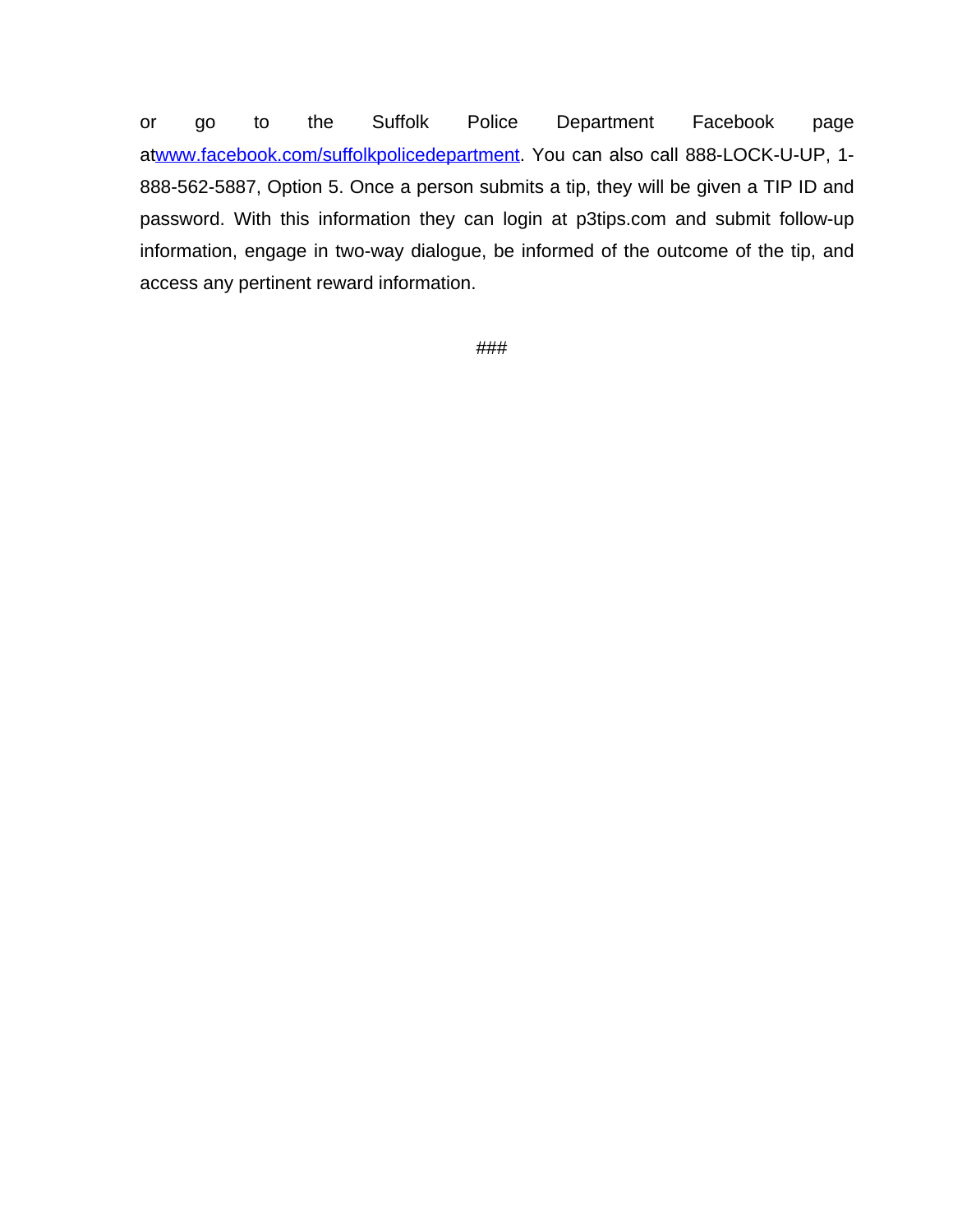or go to the Suffolk Police Department Facebook page atwww.facebook.com/suffolkpolicedepartment. You can also call 888-LOCK-U-UP, 1-888-562-5887, Option 5. Once a person submits a tip, they will be given a TIP ID and password. With this information they can login at p3tips.com and submit follow-up information, engage in two-way dialogue, be informed of the outcome of the tip, and access any pertinent reward information.

###